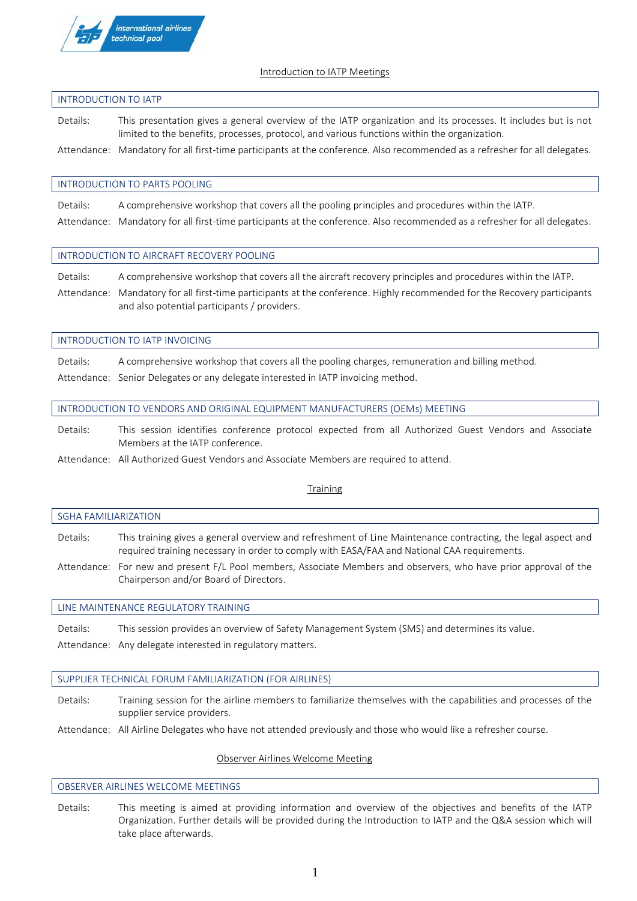## Introduction to IATP Meetings

### INTRODUCTION TO IATP

Details: This presentation gives a general overview of the IATP organization and its processes. It includes but is not limited to the benefits, processes, protocol, and various functions within the organization.

Attendance: Mandatory for all first-time participants at the conference. Also recommended as a refresher for all delegates.

### INTRODUCTION TO PARTS POOLING

Details: A comprehensive workshop that covers all the pooling principles and procedures within the IATP.

Attendance: Mandatory for all first-time participants at the conference. Also recommended as a refresher for all delegates.

### INTRODUCTION TO AIRCRAFT RECOVERY POOLING

Details: A comprehensive workshop that covers all the aircraft recovery principles and procedures within the IATP.

Attendance: Mandatory for all first-time participants at the conference. Highly recommended for the Recovery participants and also potential participants / providers.

### INTRODUCTION TO IATP INVOICING

Details: A comprehensive workshop that covers all the pooling charges, remuneration and billing method.

Attendance: Senior Delegates or any delegate interested in IATP invoicing method.

### INTRODUCTION TO VENDORS AND ORIGINAL EQUIPMENT MANUFACTURERS (OEMs) MEETING

Details: This session identifies conference protocol expected from all Authorized Guest Vendors and Associate Members at the IATP conference.

Attendance: All Authorized Guest Vendors and Associate Members are required to attend.

## Training

### SGHA FAMILIARIZATION

Details: This training gives a general overview and refreshment of Line Maintenance contracting, the legal aspect and required training necessary in order to comply with EASA/FAA and National CAA requirements.

Attendance: For new and present F/L Pool members, Associate Members and observers, who have prior approval of the Chairperson and/or Board of Directors.

### LINE MAINTENANCE REGULATORY TRAINING

Details: This session provides an overview of Safety Management System (SMS) and determines its value.

Attendance: Any delegate interested in regulatory matters.

### SUPPLIER TECHNICAL FORUM FAMILIARIZATION (FOR AIRLINES)

Details: Training session for the airline members to familiarize themselves with the capabilities and processes of the supplier service providers.

Attendance: All Airline Delegates who have not attended previously and those who would like a refresher course.

## Observer Airlines Welcome Meeting

### OBSERVER AIRLINES WELCOME MEETINGS

Details: This meeting is aimed at providing information and overview of the objectives and benefits of the IATP Organization. Further details will be provided during the Introduction to IATP and the Q&A session which will take place afterwards.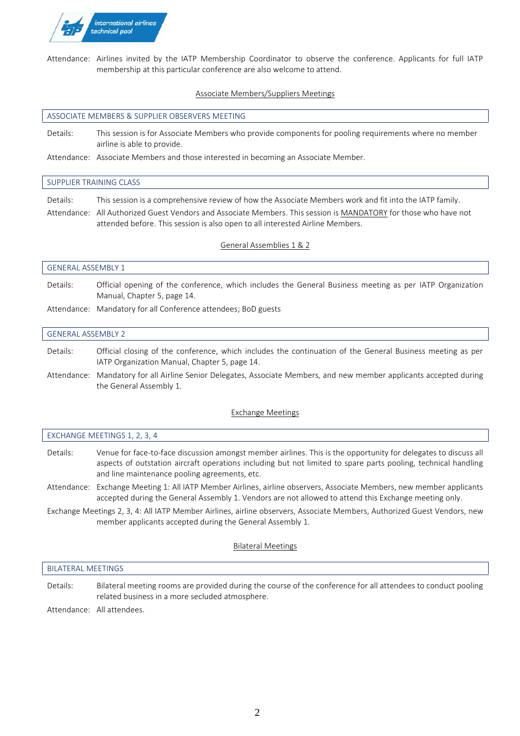Attendance: Airlines invited by the IATP Membership Coordinator to observe the conference. Applicants for full IATP membership at this particular conference are also welcome to attend.

## Associate Members/Suppliers Meetings

### ASSOCIATE MEMBERS & SUPPLIER OBSERVERS MEETING

Details: This session is for Associate Members who provide components for pooling requirements where no member airline is able to provide.

Attendance: Associate Members and those interested in becoming an Associate Member.

### SUPPLIER TRAINING CLASS

Details: This session is a comprehensive review of how the Associate Members work and fit into the IATP family.

Attendance: All Authorized Guest Vendors and Associate Members. This session is MANDATORY for those who have not attended before. This session is also open to all interested Airline Members.

## General Assemblies 1 & 2

### GENERAL ASSEMBLY 1

Details: Official opening of the conference, which includes the General Business meeting as per IATP Organization Manual, Chapter 5, page 14.

Attendance: Mandatory for all Conference attendees; BoD guests

### GENERAL ASSEMBLY 2

Details: Official closing of the conference, which includes the continuation of the General Business meeting as per IATP Organization Manual, Chapter 5, page 14.

Attendance: Mandatory for all Airline Senior Delegates, Associate Members, and new member applicants accepted during the General Assembly 1.

## Exchange Meetings

### EXCHANGE MEETINGS 1, 2, 3, 4

Details: Venue for face-to-face discussion amongst member airlines. This is the opportunity for delegates to discuss all aspects of outstation aircraft operations including but not limited to spare parts pooling, technical handling and line maintenance pooling agreements, etc.

Attendance: Exchange Meeting 1: All IATP Member Airlines, airline observers, Associate Members, new member applicants accepted during the General Assembly 1. Vendors are not allowed to attend this Exchange meeting only.

Exchange Meetings 2, 3, 4: All IATP Member Airlines, airline observers, Associate Members, Authorized Guest Vendors, new member applicants accepted during the General Assembly 1.

## Bilateral Meetings

### BILATERAL MEETINGS

Details: Bilateral meeting rooms are provided during the course of the conference for all attendees to conduct pooling related business in a more secluded atmosphere.

Attendance: All attendees.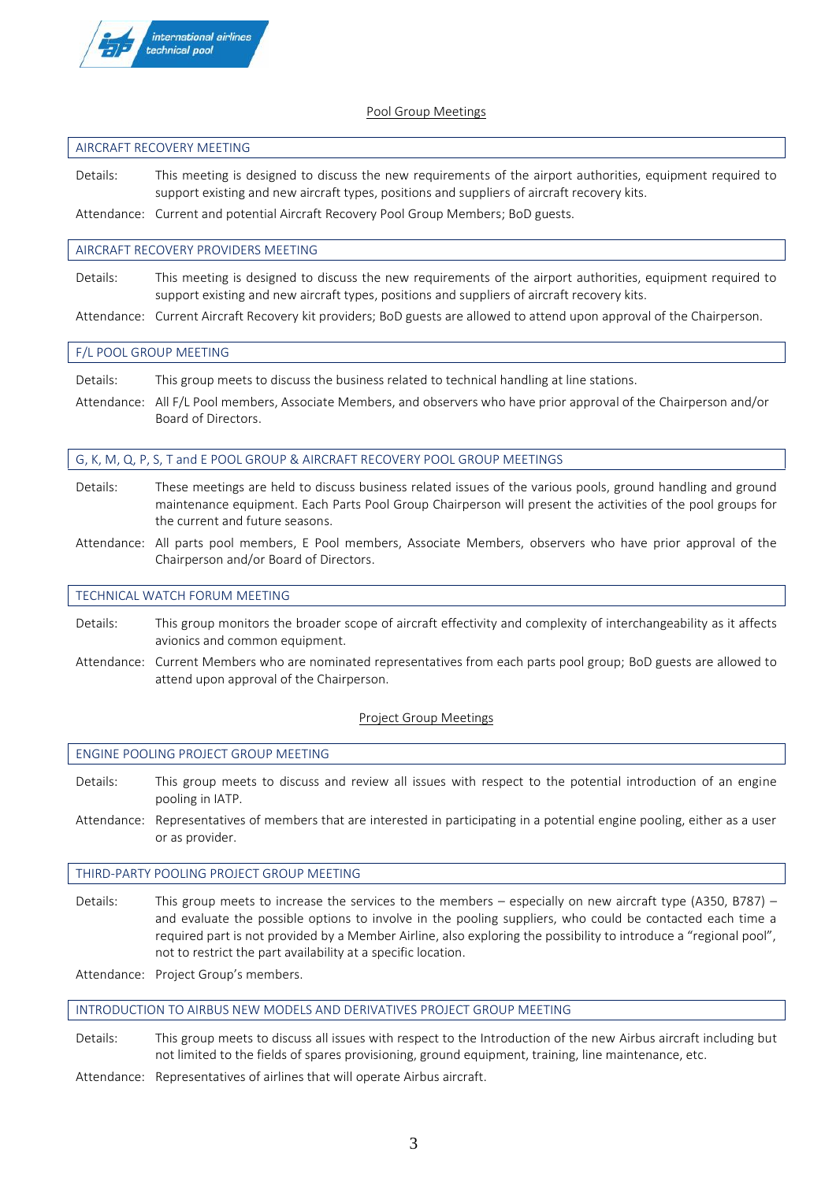## Pool Group Meetings

### AIRCRAFT RECOVERY MEETING

Details: This meeting is designed to discuss the new requirements of the airport authorities, equipment required to support existing and new aircraft types, positions and suppliers of aircraft recovery kits.

Attendance: Current and potential Aircraft Recovery Pool Group Members; BoD guests.

### AIRCRAFT RECOVERY PROVIDERS MEETING

Details: This meeting is designed to discuss the new requirements of the airport authorities, equipment required to support existing and new aircraft types, positions and suppliers of aircraft recovery kits.

Attendance: Current Aircraft Recovery kit providers; BoD guests are allowed to attend upon approval of the Chairperson.

### F/L POOL GROUP MEETING

Details: This group meets to discuss the business related to technical handling at line stations.

Attendance: All F/L Pool members, Associate Members, and observers who have prior approval of the Chairperson and/or Board of Directors.

### G, K, M, Q, P, S, T and E POOL GROUP & AIRCRAFT RECOVERY POOL GROUP MEETINGS

Details: These meetings are held to discuss business related issues of the various pools, ground handling and ground maintenance equipment. Each Parts Pool Group Chairperson will present the activities of the pool groups for the current and future seasons.

Attendance: All parts pool members, E Pool members, Associate Members, observers who have prior approval of the Chairperson and/or Board of Directors.

### TECHNICAL WATCH FORUM MEETING

Details: This group monitors the broader scope of aircraft effectivity and complexity of interchangeability as it affects avionics and common equipment.

Attendance: Current Members who are nominated representatives from each parts pool group; BoD guests are allowed to attend upon approval of the Chairperson.

## Project Group Meetings

### ENGINE POOLING PROJECT GROUP MEETING

Details: This group meets to discuss and review all issues with respect to the potential introduction of an engine pooling in IATP.

Attendance: Representatives of members that are interested in participating in a potential engine pooling, either as a user or as provider.

### THIRD-PARTY POOLING PROJECT GROUP MEETING

Details: This group meets to increase the services to the members – especially on new aircraft type (A350, B787) – and evaluate the possible options to involve in the pooling suppliers, who could be contacted each time a required part is not provided by a Member Airline, also exploring the possibility to introduce a "regional pool", not to restrict the part availability at a specific location.

Attendance: Project Group's members.

### INTRODUCTION TO AIRBUS NEW MODELS AND DERIVATIVES PROJECT GROUP MEETING

Details: This group meets to discuss all issues with respect to the Introduction of the new Airbus aircraft including but not limited to the fields of spares provisioning, ground equipment, training, line maintenance, etc.

Attendance: Representatives of airlines that will operate Airbus aircraft.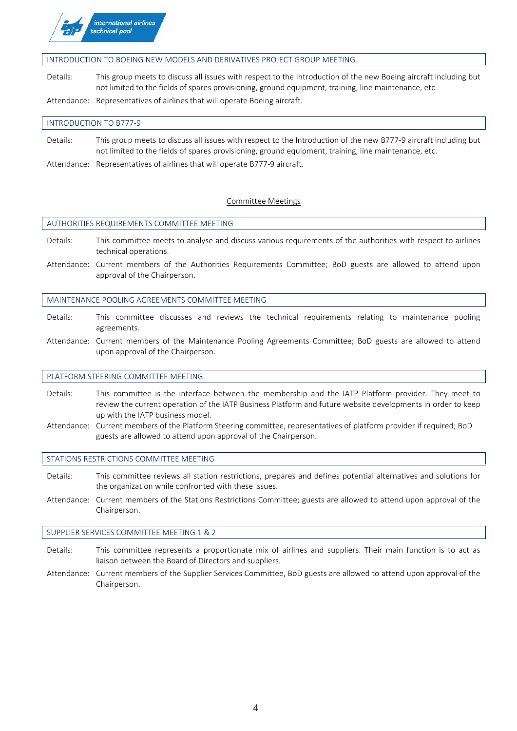### INTRODUCTION TO BOEING NEW MODELS AND DERIVATIVES PROJECT GROUP MEETING

Details: This group meets to discuss all issues with respect to the Introduction of the new Boeing aircraft including but not limited to the fields of spares provisioning, ground equipment, training, line maintenance, etc.

Attendance: Representatives of airlines that will operate Boeing aircraft.

### INTRODUCTION TO B777-9

Details: This group meets to discuss all issues with respect to the Introduction of the new B777-9 aircraft including but not limited to the fields of spares provisioning, ground equipment, training, line maintenance, etc.

Attendance: Representatives of airlines that will operate B777-9 aircraft.

## Committee Meetings

### AUTHORITIES REQUIREMENTS COMMITTEE MEETING

Details: This committee meets to analyse and discuss various requirements of the authorities with respect to airlines technical operations.

Attendance: Current members of the Authorities Requirements Committee; BoD guests are allowed to attend upon approval of the Chairperson.

### MAINTENANCE POOLING AGREEMENTS COMMITTEE MEETING

Details: This committee discusses and reviews the technical requirements relating to maintenance pooling agreements.

Attendance: Current members of the Maintenance Pooling Agreements Committee; BoD guests are allowed to attend upon approval of the Chairperson.

### PLATFORM STEERING COMMITTEE MEETING

Details: This committee is the interface between the membership and the IATP Platform provider. They meet to review the current operation of the IATP Business Platform and future website developments in order to keep up with the IATP business model.

Attendance: Current members of the Platform Steering committee, representatives of platform provider if required; BoD guests are allowed to attend upon approval of the Chairperson.

### STATIONS RESTRICTIONS COMMITTEE MEETING

Details: This committee reviews all station restrictions, prepares and defines potential alternatives and solutions for the organization while confronted with these issues.

Attendance: Current members of the Stations Restrictions Committee; guests are allowed to attend upon approval of the Chairperson.

### SUPPLIER SERVICES COMMITTEE MEETING 1 & 2

Details: This committee represents a proportionate mix of airlines and suppliers. Their main function is to act as liaison between the Board of Directors and suppliers.

Attendance: Current members of the Supplier Services Committee, BoD guests are allowed to attend upon approval of the Chairperson.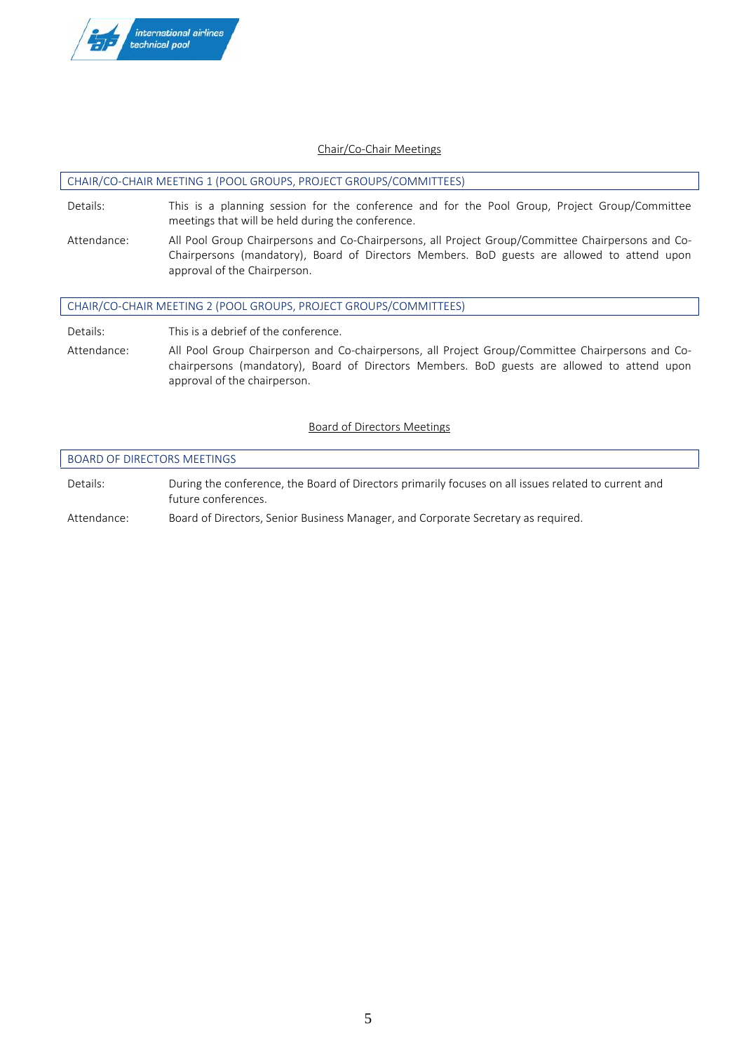## Chair/Co-Chair Meetings

### CHAIR/CO-CHAIR MEETING 1 (POOL GROUPS, PROJECT GROUPS/COMMITTEES)

| | |
|---|---|
| Details: | This is a planning session for the conference and for the Pool Group, Project Group/Committee meetings that will be held during the conference. |
| Attendance: | All Pool Group Chairpersons and Co-Chairpersons, all Project Group/Committee Chairpersons and Co-Chairpersons (mandatory), Board of Directors Members. BoD guests are allowed to attend upon approval of the Chairperson. |

### CHAIR/CO-CHAIR MEETING 2 (POOL GROUPS, PROJECT GROUPS/COMMITTEES)

| | |
|---|---|
| Details: | This is a debrief of the conference. |
| Attendance: | All Pool Group Chairperson and Co-chairpersons, all Project Group/Committee Chairpersons and Co-chairpersons (mandatory), Board of Directors Members. BoD guests are allowed to attend upon approval of the chairperson. |

## Board of Directors Meetings

### BOARD OF DIRECTORS MEETINGS

| | |
|---|---|
| Details: | During the conference, the Board of Directors primarily focuses on all issues related to current and future conferences. |
| Attendance: | Board of Directors, Senior Business Manager, and Corporate Secretary as required. |